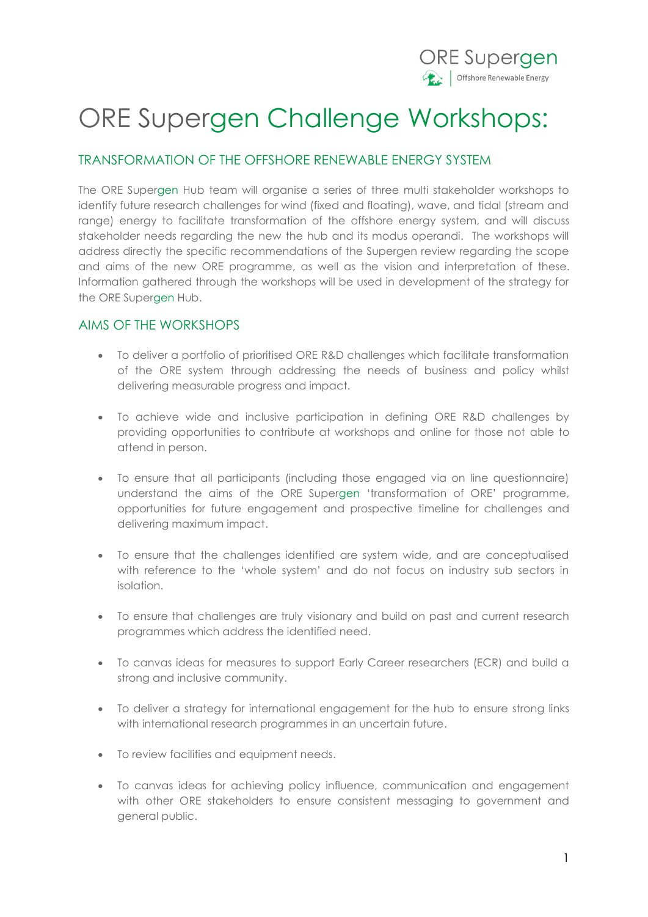# ORE Supergen Challenge Workshops:

## TRANSFORMATION OF THE OFFSHORE RENEWABLE ENERGY SYSTEM

The ORE Supergen Hub team will organise a series of three multi stakeholder workshops to identify future research challenges for wind (fixed and floating), wave, and tidal (stream and range) energy to facilitate transformation of the offshore energy system, and will discuss stakeholder needs regarding the new the hub and its modus operandi. The workshops will address directly the specific recommendations of the Supergen review regarding the scope and aims of the new ORE programme, as well as the vision and interpretation of these. Information gathered through the workshops will be used in development of the strategy for the ORE Supergen Hub.

## AIMS OF THE WORKSHOPS

- To deliver a portfolio of prioritised ORE R&D challenges which facilitate transformation of the ORE system through addressing the needs of business and policy whilst delivering measurable progress and impact.
- To achieve wide and inclusive participation in defining ORE R&D challenges by providing opportunities to contribute at workshops and online for those not able to attend in person.
- To ensure that all participants (including those engaged via on line questionnaire) understand the aims of the ORE Supergen 'transformation of ORE' programme, opportunities for future engagement and prospective timeline for challenges and delivering maximum impact.
- To ensure that the challenges identified are system wide, and are conceptualised with reference to the 'whole system' and do not focus on industry sub sectors in isolation.
- To ensure that challenges are truly visionary and build on past and current research programmes which address the identified need.
- To canvas ideas for measures to support Early Career researchers (ECR) and build a strong and inclusive community.
- To deliver a strategy for international engagement for the hub to ensure strong links with international research programmes in an uncertain future.
- To review facilities and equipment needs.
- To canvas ideas for achieving policy influence, communication and engagement with other ORE stakeholders to ensure consistent messaging to government and general public.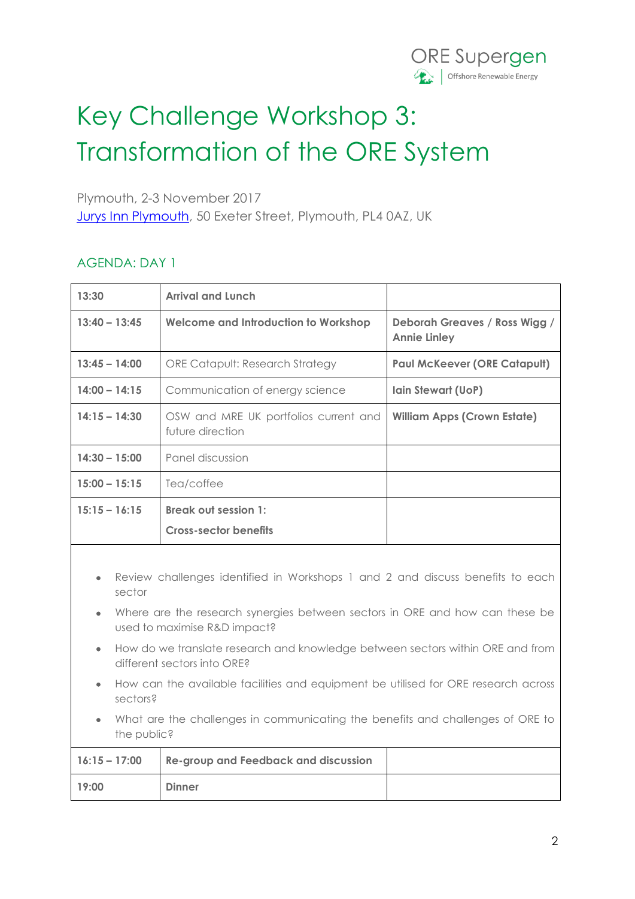# Key Challenge Workshop 3: Transformation of the ORE System

Plymouth, 2-3 November 2017

[Jurys Inn Plymouth](), 50 Exeter Street, Plymouth, PL4 0AZ, UK

## AGENDA: DAY 1

| | | |
|---|---|---|
| **13:30** | **Arrival and Lunch** | |
| **13:40 – 13:45** | **Welcome and Introduction to Workshop** | **Deborah Greaves / Ross Wigg / Annie Linley** |
| **13:45 – 14:00** | ORE Catapult: Research Strategy | **Paul McKeever (ORE Catapult)** |
| **14:00 – 14:15** | Communication of energy science | **Iain Stewart (UoP)** |
| **14:15 – 14:30** | OSW and MRE UK portfolios current and future direction | **William Apps (Crown Estate)** |
| **14:30 – 15:00** | Panel discussion | |
| **15:00 – 15:15** | Tea/coffee | |
| **15:15 – 16:15** | **Break out session 1:** **Cross-sector benefits** | |
| • Review challenges identified in Workshops 1 and 2 and discuss benefits to each sector • Where are the research synergies between sectors in ORE and how can these be used to maximise R&D impact? • How do we translate research and knowledge between sectors within ORE and from different sectors into ORE? • How can the available facilities and equipment be utilised for ORE research across sectors? • What are the challenges in communicating the benefits and challenges of ORE to the public? | | |
| **16:15 – 17:00** | **Re-group and Feedback and discussion** | |
| **19:00** | **Dinner** | |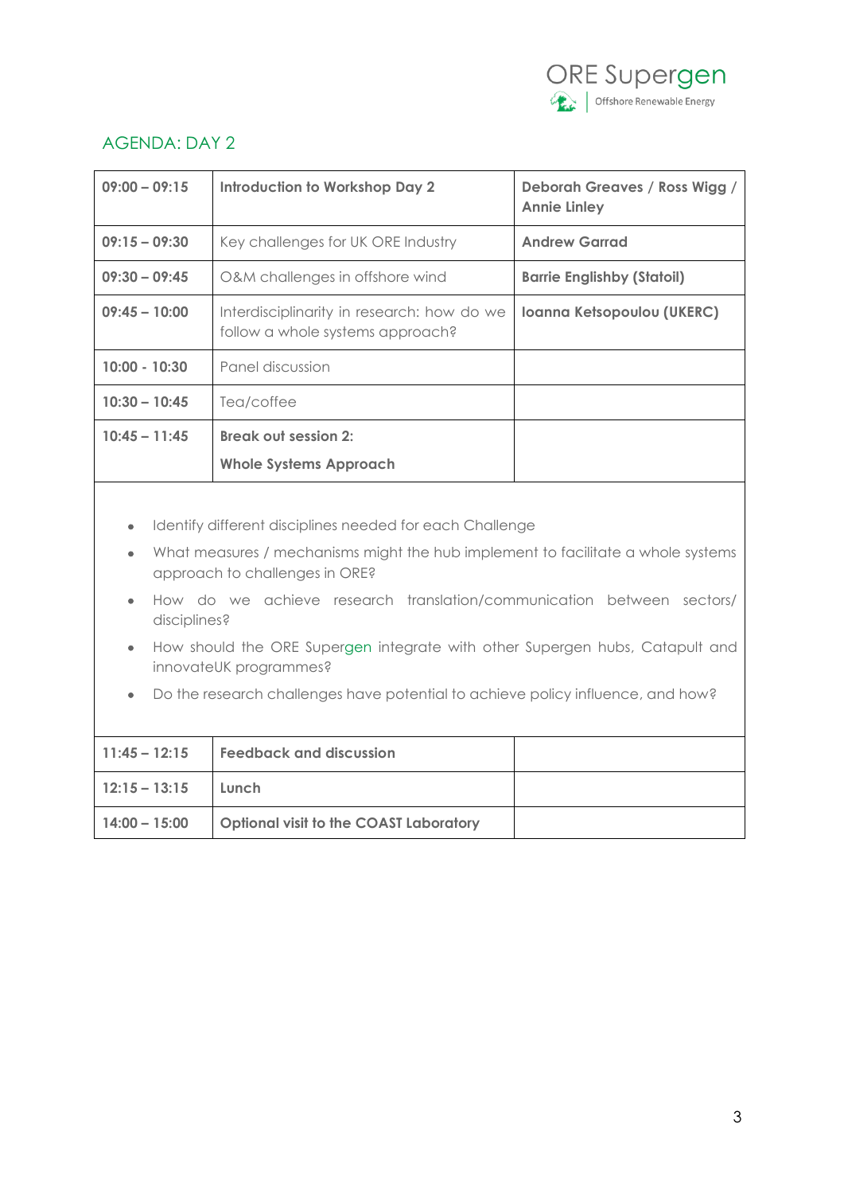## AGENDA: DAY 2

| | | |
|---|---|---|
| **09:00 – 09:15** | **Introduction to Workshop Day 2** | **Deborah Greaves / Ross Wigg / Annie Linley** |
| **09:15 – 09:30** | Key challenges for UK ORE Industry | **Andrew Garrad** |
| **09:30 – 09:45** | O&M challenges in offshore wind | **Barrie Englishby (Statoil)** |
| **09:45 – 10:00** | Interdisciplinarity in research: how do we follow a whole systems approach? | **Ioanna Ketsopoulou (UKERC)** |
| **10:00 - 10:30** | Panel discussion | |
| **10:30 – 10:45** | Tea/coffee | |
| **10:45 – 11:45** | **Break out session 2: Whole Systems Approach** | |

- Identify different disciplines needed for each Challenge
- What measures / mechanisms might the hub implement to facilitate a whole systems approach to challenges in ORE?
- How do we achieve research translation/communication between sectors/ disciplines?
- How should the ORE Supergen integrate with other Supergen hubs, Catapult and innovateUK programmes?
- Do the research challenges have potential to achieve policy influence, and how?

| | | |
|---|---|---|
| **11:45 – 12:15** | **Feedback and discussion** | |
| **12:15 – 13:15** | **Lunch** | |
| **14:00 – 15:00** | **Optional visit to the COAST Laboratory** | |